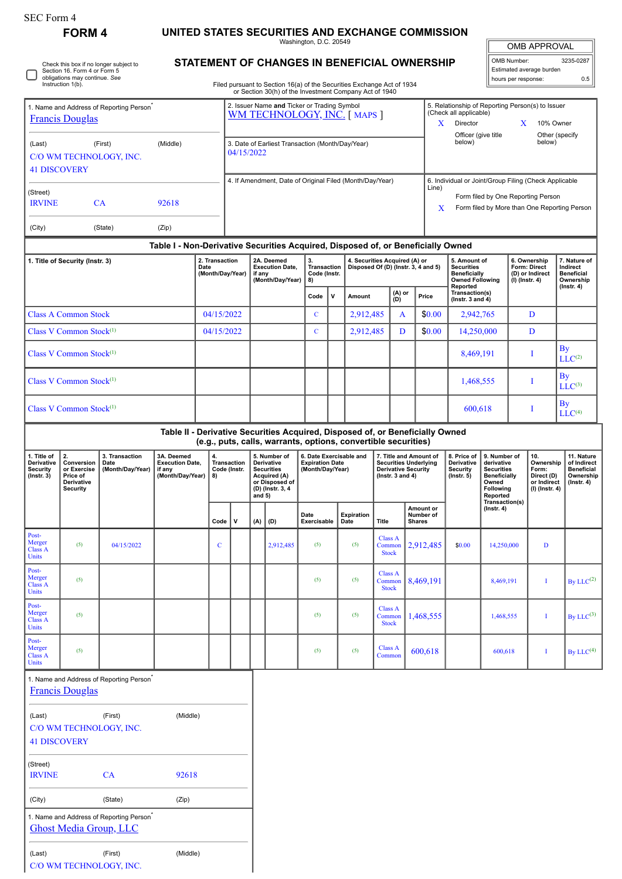SEC Form 4

**FORM 4**

# UNITED STATES SECURITIES AND EXCHANGE COMMISSION

Washington, D.C. 20549

## STATEMENT OF CHANGES IN BENEFICIAL OWNERSHIP

Filed pursuant to Section 16(a) of the Securities Exchange Act of 1934 or Section 30(h) of the Investment Company Act of 1940

| OMB APPROVAL | |
|---|---|
| OMB Number: | 3235-0287 |
| Estimated average burden | |
| hours per response: | 0.5 |

☐ Check this box if no longer subject to Section 16. Form 4 or Form 5 obligations may continue. *See* Instruction 1(b).

1. Name and Address of Reporting Person*
Francis Douglas

(Last) (First) (Middle)
C/O WM TECHNOLOGY, INC.
41 DISCOVERY

(Street)
IRVINE CA 92618

(City) (State) (Zip)

2. Issuer Name **and** Ticker or Trading Symbol
WM TECHNOLOGY, INC. [ MAPS ]

3. Date of Earliest Transaction (Month/Day/Year)
04/15/2022

4. If Amendment, Date of Original Filed (Month/Day/Year)

5. Relationship of Reporting Person(s) to Issuer (Check all applicable)
X Director
X 10% Owner
Officer (give title below)
Other (specify below)

6. Individual or Joint/Group Filing (Check Applicable Line)
Form filed by One Reporting Person
X Form filed by More than One Reporting Person

**Table I - Non-Derivative Securities Acquired, Disposed of, or Beneficially Owned**

| 1. Title of Security (Instr. 3) | 2. Transaction Date (Month/Day/Year) | 2A. Deemed Execution Date, if any (Month/Day/Year) | 3. Transaction Code (Instr. 8) | | 4. Securities Acquired (A) or Disposed Of (D) (Instr. 3, 4 and 5) | | | 5. Amount of Securities Beneficially Owned Following Reported Transaction(s) (Instr. 3 and 4) | 6. Ownership Form: Direct (D) or Indirect (I) (Instr. 4) | 7. Nature of Indirect Beneficial Ownership (Instr. 4) |
|---|---|---|---|---|---|---|---|---|---|---|
| | | | Code | V | Amount | (A) or (D) | Price | | | |
| Class A Common Stock | 04/15/2022 | | C | | 2,912,485 | A | $0.00 | 2,942,765 | D | |
| Class V Common Stock[(1)] | 04/15/2022 | | C | | 2,912,485 | D | $0.00 | 14,250,000 | D | |
| Class V Common Stock[(1)] | | | | | | | | 8,469,191 | I | By LLC[(2)] |
| Class V Common Stock[(1)] | | | | | | | | 1,468,555 | I | By LLC[(3)] |
| Class V Common Stock[(1)] | | | | | | | | 600,618 | I | By LLC[(4)] |

**Table II - Derivative Securities Acquired, Disposed of, or Beneficially Owned (e.g., puts, calls, warrants, options, convertible securities)**

| 1. Title of Derivative Security (Instr. 3) | 2. Conversion or Exercise Price of Derivative Security | 3. Transaction Date (Month/Day/Year) | 3A. Deemed Execution Date, if any (Month/Day/Year) | 4. Transaction Code (Instr. 8) | | 5. Number of Derivative Securities Acquired (A) or Disposed of (D) (Instr. 3, 4 and 5) | | 6. Date Exercisable and Expiration Date (Month/Day/Year) | | 7. Title and Amount of Securities Underlying Derivative Security (Instr. 3 and 4) | | 8. Price of Derivative Security (Instr. 5) | 9. Number of derivative Securities Beneficially Owned Following Reported Transaction(s) (Instr. 4) | 10. Ownership Form: Direct (D) or Indirect (I) (Instr. 4) | 11. Nature of Indirect Beneficial Ownership (Instr. 4) |
|---|---|---|---|---|---|---|---|---|---|---|---|---|---|---|---|
| | | | | Code | V | (A) | (D) | Date Exercisable | Expiration Date | Title | Amount or Number of Shares | | | | |
| Post-Merger Class A Units | (5) | 04/15/2022 | | C | | | 2,912,485 | (5) | (5) | Class A Common Stock | 2,912,485 | $0.00 | 14,250,000 | D | |
| Post-Merger Class A Units | (5) | | | | | | | (5) | (5) | Class A Common Stock | 8,469,191 | | 8,469,191 | I | By LLC[(2)] |
| Post-Merger Class A Units | (5) | | | | | | | (5) | (5) | Class A Common Stock | 1,468,555 | | 1,468,555 | I | By LLC[(3)] |
| Post-Merger Class A Units | (5) | | | | | | | (5) | (5) | Class A Common | 600,618 | | 600,618 | I | By LLC[(4)] |

1. Name and Address of Reporting Person*
Francis Douglas

(Last) (First) (Middle)
C/O WM TECHNOLOGY, INC.
41 DISCOVERY

(Street)
IRVINE CA 92618

(City) (State) (Zip)

1. Name and Address of Reporting Person*
Ghost Media Group, LLC

(Last) (First) (Middle)
C/O WM TECHNOLOGY, INC.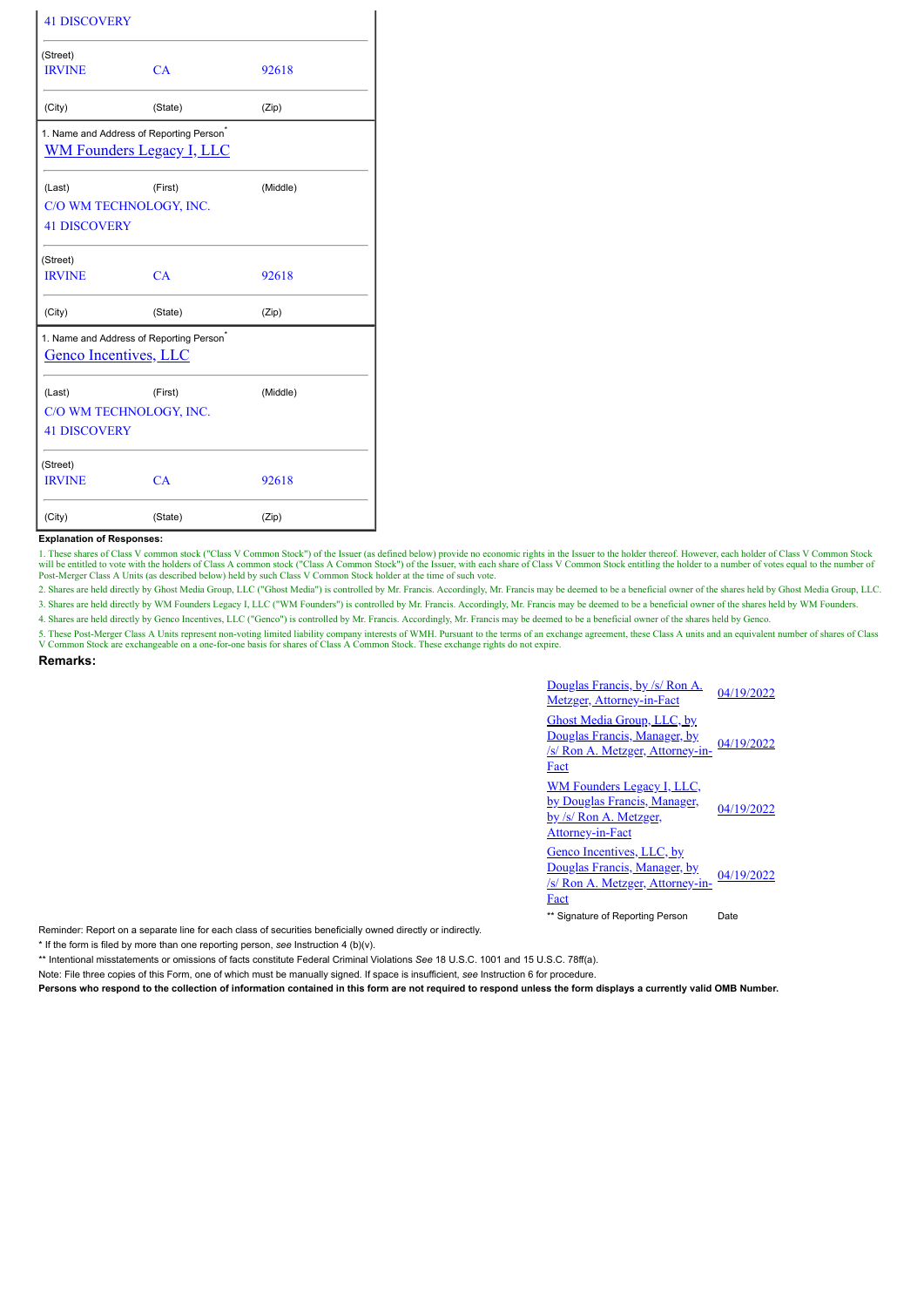41 DISCOVERY

| | | |
|---|---|---|
| (Street) | | |
| IRVINE | CA | 92618 |
| (City) | (State) | (Zip) |

1. Name and Address of Reporting Person*

WM Founders Legacy I, LLC

| | | |
|---|---|---|
| (Last) | (First) | (Middle) |

C/O WM TECHNOLOGY, INC.
41 DISCOVERY

| | | |
|---|---|---|
| (Street) | | |
| IRVINE | CA | 92618 |
| (City) | (State) | (Zip) |

1. Name and Address of Reporting Person*

Genco Incentives, LLC

| | | |
|---|---|---|
| (Last) | (First) | (Middle) |

C/O WM TECHNOLOGY, INC.
41 DISCOVERY

| | | |
|---|---|---|
| (Street) | | |
| IRVINE | CA | 92618 |
| (City) | (State) | (Zip) |

**Explanation of Responses:**

1. These shares of Class V common stock ("Class V Common Stock") of the Issuer (as defined below) provide no economic rights in the Issuer to the holder thereof. However, each holder of Class V Common Stock will be entitled to vote with the holders of Class A common stock ("Class A Common Stock") of the Issuer, with each share of Class V Common Stock entitling the holder to a number of votes equal to the number of Post-Merger Class A Units (as described below) held by such Class V Common Stock holder at the time of such vote.

2. Shares are held directly by Ghost Media Group, LLC ("Ghost Media") is controlled by Mr. Francis. Accordingly, Mr. Francis may be deemed to be a beneficial owner of the shares held by Ghost Media Group, LLC.

3. Shares are held directly by WM Founders Legacy I, LLC ("WM Founders") is controlled by Mr. Francis. Accordingly, Mr. Francis may be deemed to be a beneficial owner of the shares held by WM Founders.

4. Shares are held directly by Genco Incentives, LLC ("Genco") is controlled by Mr. Francis. Accordingly, Mr. Francis may be deemed to be a beneficial owner of the shares held by Genco.

5. These Post-Merger Class A Units represent non-voting limited liability company interests of WMH. Pursuant to the terms of an exchange agreement, these Class A units and an equivalent number of shares of Class V Common Stock are exchangeable on a one-for-one basis for shares of Class A Common Stock. These exchange rights do not expire.

**Remarks:**

| | |
|---|---|
| Douglas Francis, by /s/ Ron A. Metzger, Attorney-in-Fact | 04/19/2022 |
| Ghost Media Group, LLC, by Douglas Francis, Manager, by /s/ Ron A. Metzger, Attorney-in-Fact | 04/19/2022 |
| WM Founders Legacy I, LLC, by Douglas Francis, Manager, by /s/ Ron A. Metzger, Attorney-in-Fact | 04/19/2022 |
| Genco Incentives, LLC, by Douglas Francis, Manager, by /s/ Ron A. Metzger, Attorney-in-Fact | 04/19/2022 |
| ** Signature of Reporting Person | Date |

Reminder: Report on a separate line for each class of securities beneficially owned directly or indirectly.

\* If the form is filed by more than one reporting person, *see* Instruction 4 (b)(v).

** Intentional misstatements or omissions of facts constitute Federal Criminal Violations *See* 18 U.S.C. 1001 and 15 U.S.C. 78ff(a).

Note: File three copies of this Form, one of which must be manually signed. If space is insufficient, *see* Instruction 6 for procedure.

**Persons who respond to the collection of information contained in this form are not required to respond unless the form displays a currently valid OMB Number.**